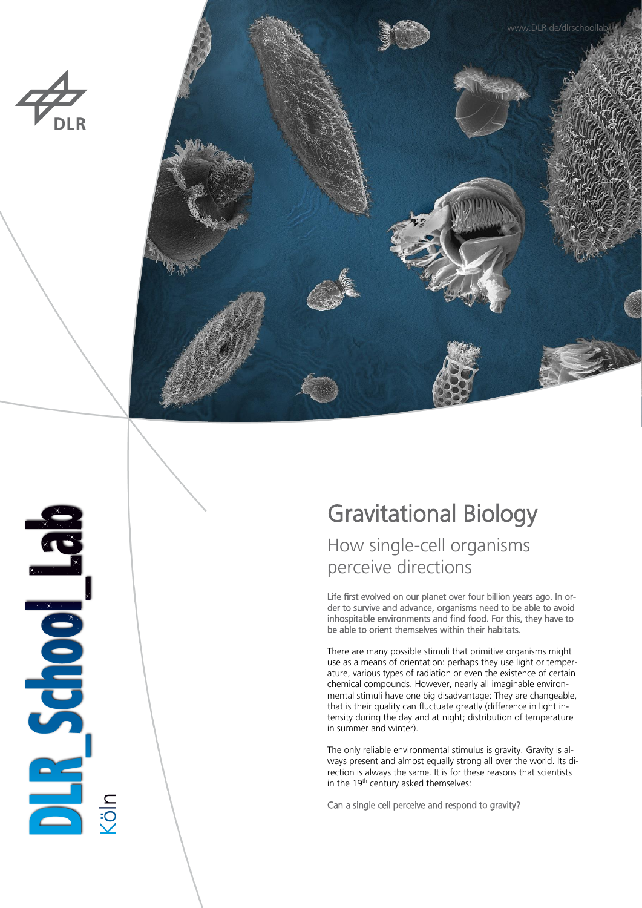DLR_School_Lab Köln

# Gravitational Biology

## How single-cell organisms perceive directions

Life first evolved on our planet over four billion years ago. In order to survive and advance, organisms need to be able to avoid inhospitable environments and find food. For this, they have to be able to orient themselves within their habitats.

There are many possible stimuli that primitive organisms might use as a means of orientation: perhaps they use light or temperature, various types of radiation or even the existence of certain chemical compounds. However, nearly all imaginable environmental stimuli have one big disadvantage: They are changeable, that is their quality can fluctuate greatly (difference in light intensity during the day and at night; distribution of temperature in summer and winter).

The only reliable environmental stimulus is gravity. Gravity is always present and almost equally strong all over the world. Its direction is always the same. It is for these reasons that scientists in the 19th century asked themselves:

Can a single cell perceive and respond to gravity?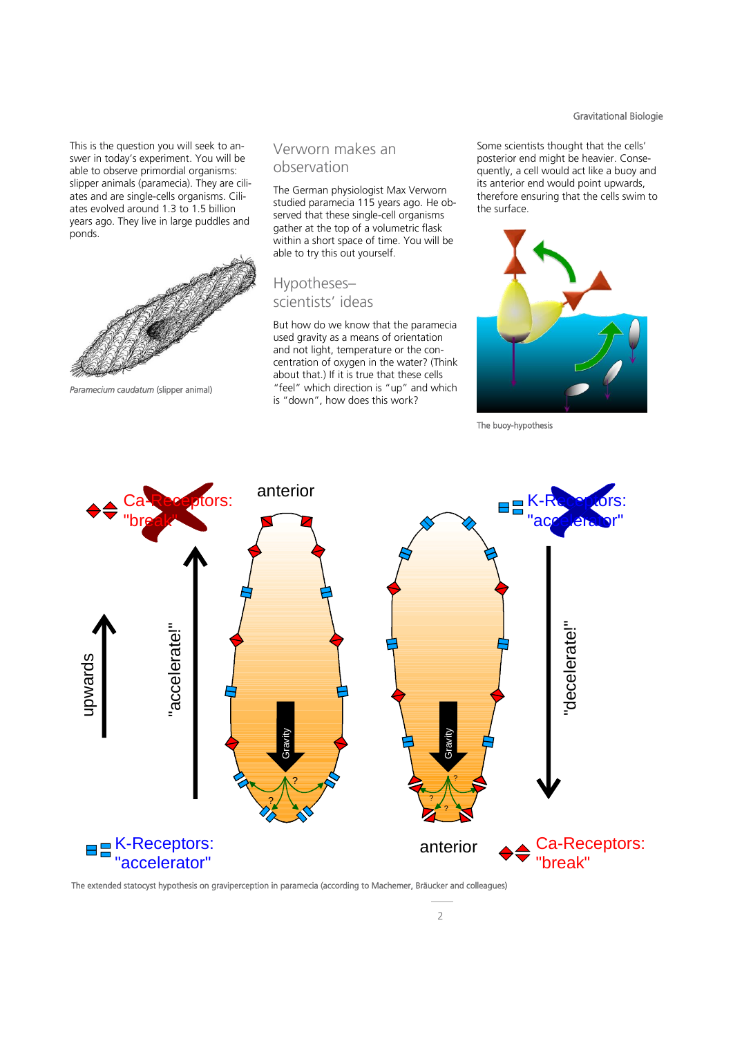This is the question you will seek to answer in today's experiment. You will be able to observe primordial organisms: slipper animals (paramecia). They are ciliates and are single-cells organisms. Ciliates evolved around 1.3 to 1.5 billion years ago. They live in large puddles and ponds.

*Paramecium caudatum* (slipper animal)

## Verworn makes an observation

The German physiologist Max Verworn studied paramecia 115 years ago. He observed that these single-cell organisms gather at the top of a volumetric flask within a short space of time. You will be able to try this out yourself.

## Hypotheses– scientists' ideas

But how do we know that the paramecia used gravity as a means of orientation and not light, temperature or the concentration of oxygen in the water? (Think about that.) If it is true that these cells "feel" which direction is "up" and which is "down", how does this work?

Some scientists thought that the cells' posterior end might be heavier. Consequently, a cell would act like a buoy and its anterior end would point upwards, therefore ensuring that the cells swim to the surface.

The buoy-hypothesis

The extended statocyst hypothesis on graviperception in paramecia (according to Machemer, Bräucker and colleagues)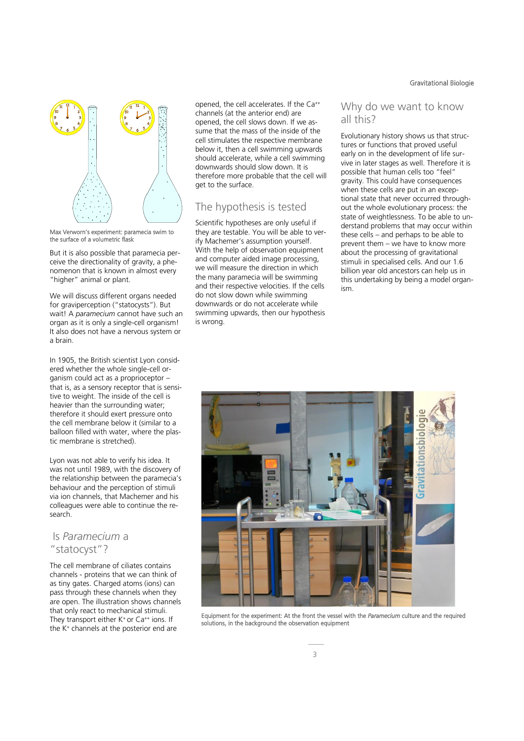Max Verworn's experiment: paramecia swim to the surface of a volumetric flask

But it is also possible that paramecia perceive the directionality of gravity, a phenomenon that is known in almost every "higher" animal or plant.

We will discuss different organs needed for graviperception ("statocysts"). But wait! A *paramecium* cannot have such an organ as it is only a single-cell organism! It also does not have a nervous system or a brain.

In 1905, the British scientist Lyon considered whether the whole single-cell organism could act as a proprioceptor – that is, as a sensory receptor that is sensitive to weight. The inside of the cell is heavier than the surrounding water; therefore it should exert pressure onto the cell membrane below it (similar to a balloon filled with water, where the plastic membrane is stretched).

Lyon was not able to verify his idea. It was not until 1989, with the discovery of the relationship between the paramecia's behaviour and the perception of stimuli via ion channels, that Machemer and his colleagues were able to continue the research.

## Is *Paramecium* a "statocyst"?

The cell membrane of ciliates contains channels - proteins that we can think of as tiny gates. Charged atoms (ions) can pass through these channels when they are open. The illustration shows channels that only react to mechanical stimuli. They transport either $K^+$ or $Ca^{++}$ ions. If the $K^+$ channels at the posterior end are opened, the cell accelerates. If the $Ca^{++}$ channels (at the anterior end) are opened, the cell slows down. If we assume that the mass of the inside of the cell stimulates the respective membrane below it, then a cell swimming upwards should accelerate, while a cell swimming downwards should slow down. It is therefore more probable that the cell will get to the surface.

## The hypothesis is tested

Scientific hypotheses are only useful if they are testable. You will be able to verify Machemer's assumption yourself. With the help of observation equipment and computer aided image processing, we will measure the direction in which the many paramecia will be swimming and their respective velocities. If the cells do not slow down while swimming downwards or do not accelerate while swimming upwards, then our hypothesis is wrong.

## Why do we want to know all this?

Evolutionary history shows us that structures or functions that proved useful early on in the development of life survive in later stages as well. Therefore it is possible that human cells too "feel" gravity. This could have consequences when these cells are put in an exceptional state that never occurred throughout the whole evolutionary process: the state of weightlessness. To be able to understand problems that may occur within these cells – and perhaps to be able to prevent them – we have to know more about the processing of gravitational stimuli in specialised cells. And our 1.6 billion year old ancestors can help us in this undertaking by being a model organism.

Equipment for the experiment: At the front the vessel with the *Paramecium* culture and the required solutions, in the background the observation equipment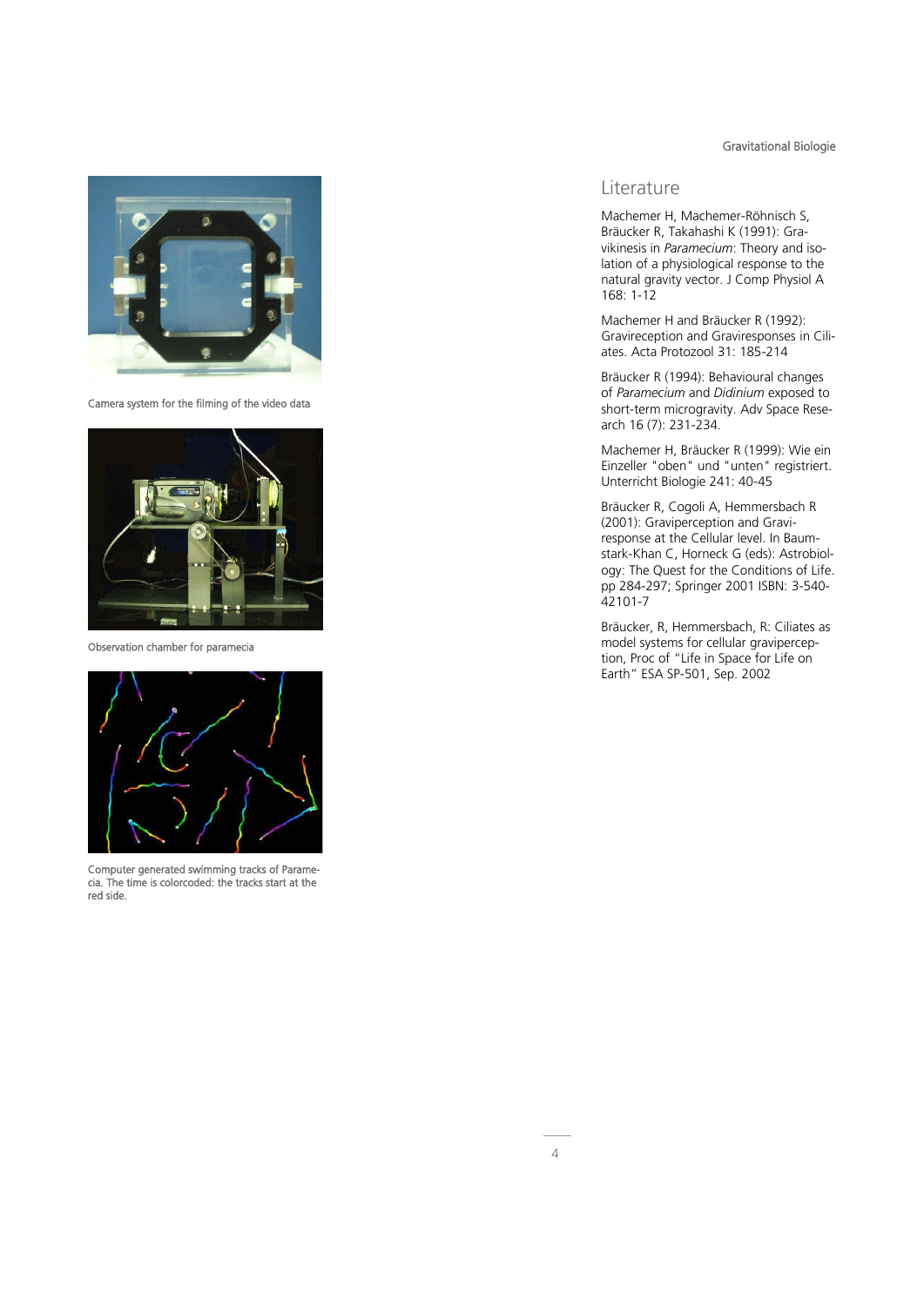Camera system for the filming of the video data

Observation chamber for paramecia

Computer generated swimming tracks of Paramecia. The time is colorcoded: the tracks start at the red side.

## Literature

Machemer H, Machemer-Röhnisch S, Bräucker R, Takahashi K (1991): Gravikinesis in *Paramecium*: Theory and isolation of a physiological response to the natural gravity vector. J Comp Physiol A 168: 1-12

Machemer H and Bräucker R (1992): Gravireception and Graviresponses in Ciliates. Acta Protozool 31: 185-214

Bräucker R (1994): Behavioural changes of *Paramecium* and *Didinium* exposed to short-term microgravity. Adv Space Research 16 (7): 231-234.

Machemer H, Bräucker R (1999): Wie ein Einzeller "oben" und "unten" registriert. Unterricht Biologie 241: 40-45

Bräucker R, Cogoli A, Hemmersbach R (2001): Graviperception and Graviresponse at the Cellular level. In Baumstark-Khan C, Horneck G (eds): Astrobiology: The Quest for the Conditions of Life. pp 284-297; Springer 2001 ISBN: 3-540-42101-7

Bräucker, R, Hemmersbach, R: Ciliates as model systems for cellular graviperception, Proc of "Life in Space for Life on Earth" ESA SP-501, Sep. 2002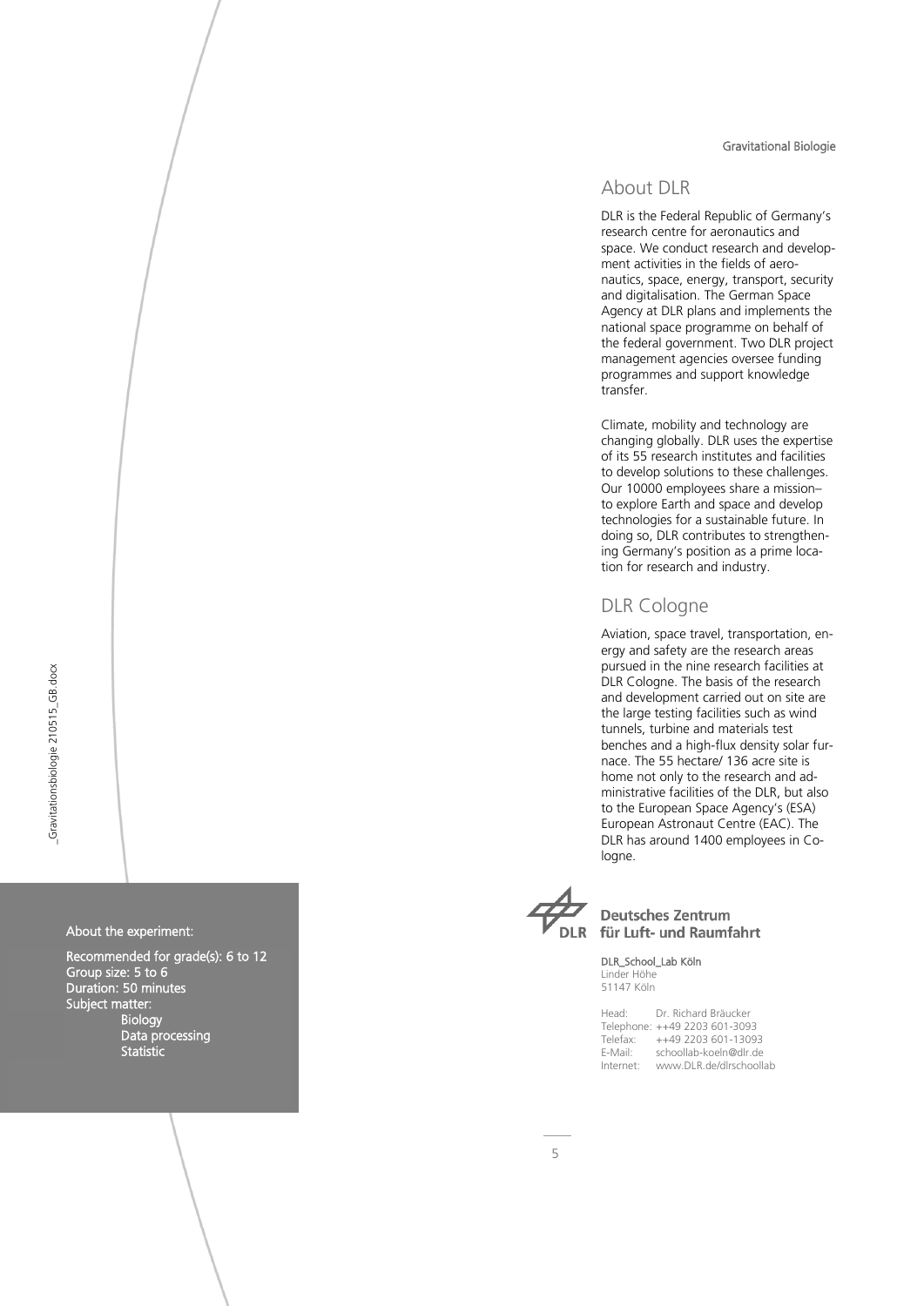## About DLR

DLR is the Federal Republic of Germany's research centre for aeronautics and space. We conduct research and development activities in the fields of aeronautics, space, energy, transport, security and digitalisation. The German Space Agency at DLR plans and implements the national space programme on behalf of the federal government. Two DLR project management agencies oversee funding programmes and support knowledge transfer.

Climate, mobility and technology are changing globally. DLR uses the expertise of its 55 research institutes and facilities to develop solutions to these challenges. Our 10000 employees share a mission– to explore Earth and space and develop technologies for a sustainable future. In doing so, DLR contributes to strengthening Germany's position as a prime location for research and industry.

## DLR Cologne

Aviation, space travel, transportation, energy and safety are the research areas pursued in the nine research facilities at DLR Cologne. The basis of the research and development carried out on site are the large testing facilities such as wind tunnels, turbine and materials test benches and a high-flux density solar furnace. The 55 hectare/ 136 acre site is home not only to the research and administrative facilities of the DLR, but also to the European Space Agency's (ESA) European Astronaut Centre (EAC). The DLR has around 1400 employees in Cologne.

**Deutsches Zentrum für Luft- und Raumfahrt**

**DLR_School_Lab Köln**
Linder Höhe
51147 Köln

Head: Dr. Richard Bräucker
Telephone: ++49 2203 601-3093
Telefax: ++49 2203 601-13093
E-Mail: schoollab-koeln@dlr.de
Internet: www.DLR.de/dlrschoollab

About the experiment:

Recommended for grade(s): 6 to 12
Group size: 5 to 6
Duration: 50 minutes
Subject matter:
- Biology
- Data processing
- Statistic

_Gravitationsbiologie 210515_GB.docx